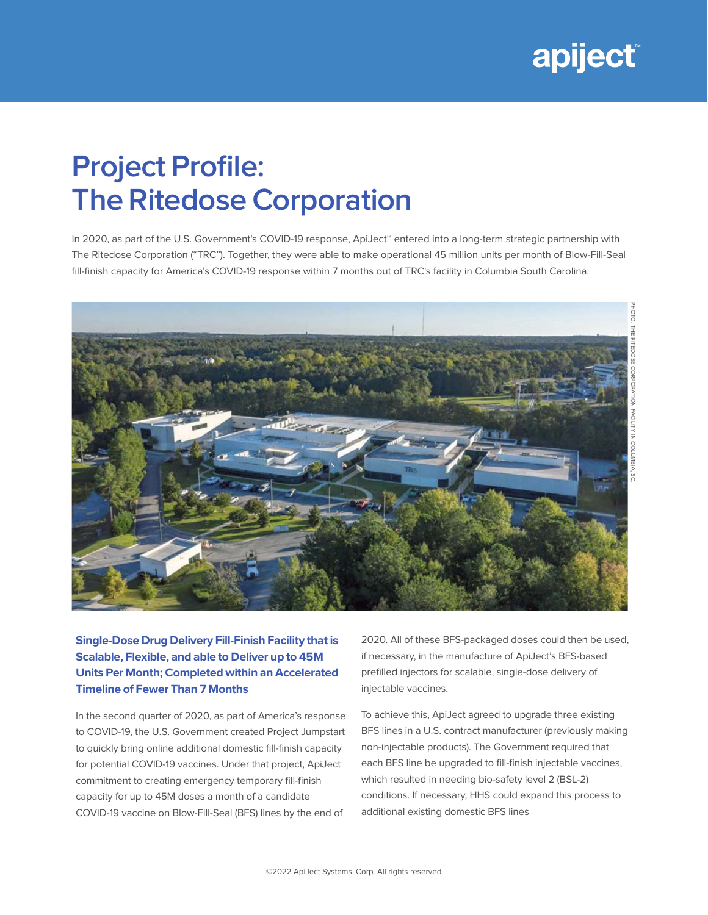# Project Profile: The Ritedose Corporation

In 2020, as part of the U.S. Government's COVID-19 response, ApiJect™ entered into a long-term strategic partnership with The Ritedose Corporation ("TRC"). Together, they were able to make operational 45 million units per month of Blow-Fill-Seal fill-finish capacity for America's COVID-19 response within 7 months out of TRC's facility in Columbia South Carolina.

PHOTO: THE RITEDOSE CORPORATION FACILITY IN COLUMBIA, SC

### Single-Dose Drug Delivery Fill-Finish Facility that is Scalable, Flexible, and able to Deliver up to 45M Units Per Month; Completed within an Accelerated Timeline of Fewer Than 7 Months

In the second quarter of 2020, as part of America's response to COVID-19, the U.S. Government created Project Jumpstart to quickly bring online additional domestic fill-finish capacity for potential COVID-19 vaccines. Under that project, ApiJect commitment to creating emergency temporary fill-finish capacity for up to 45M doses a month of a candidate COVID-19 vaccine on Blow-Fill-Seal (BFS) lines by the end of 2020. All of these BFS-packaged doses could then be used, if necessary, in the manufacture of ApiJect's BFS-based prefilled injectors for scalable, single-dose delivery of injectable vaccines.

To achieve this, ApiJect agreed to upgrade three existing BFS lines in a U.S. contract manufacturer (previously making non-injectable products). The Government required that each BFS line be upgraded to fill-finish injectable vaccines, which resulted in needing bio-safety level 2 (BSL-2) conditions. If necessary, HHS could expand this process to additional existing domestic BFS lines

©2022 ApiJect Systems, Corp. All rights reserved.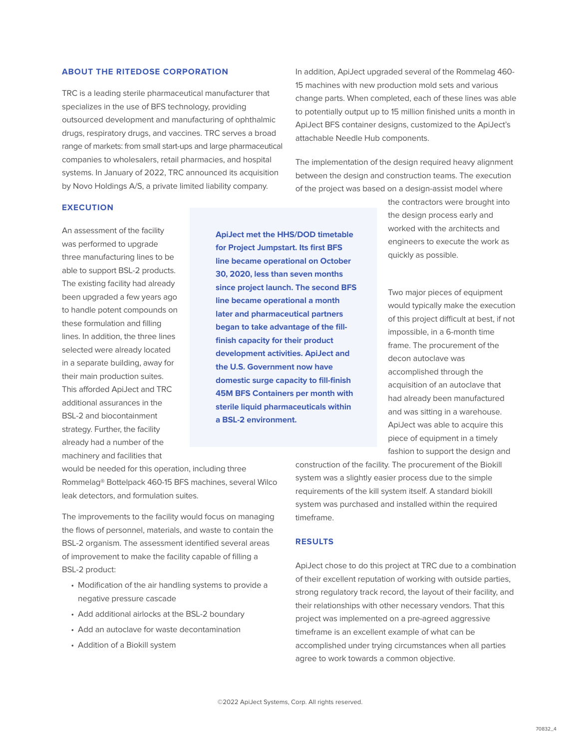## ABOUT THE RITEDOSE CORPORATION

TRC is a leading sterile pharmaceutical manufacturer that specializes in the use of BFS technology, providing outsourced development and manufacturing of ophthalmic drugs, respiratory drugs, and vaccines. TRC serves a broad range of markets: from small start-ups and large pharmaceutical companies to wholesalers, retail pharmacies, and hospital systems. In January of 2022, TRC announced its acquisition by Novo Holdings A/S, a private limited liability company.

## EXECUTION

An assessment of the facility was performed to upgrade three manufacturing lines to be able to support BSL-2 products. The existing facility had already been upgraded a few years ago to handle potent compounds on these formulation and filling lines. In addition, the three lines selected were already located in a separate building, away for their main production suites. This afforded ApiJect and TRC additional assurances in the BSL-2 and biocontainment strategy. Further, the facility already had a number of the machinery and facilities that would be needed for this operation, including three Rommelag® Bottelpack 460-15 BFS machines, several Wilco leak detectors, and formulation suites.

The improvements to the facility would focus on managing the flows of personnel, materials, and waste to contain the BSL-2 organism. The assessment identified several areas of improvement to make the facility capable of filling a BSL-2 product:

- Modification of the air handling systems to provide a negative pressure cascade
- Add additional airlocks at the BSL-2 boundary
- Add an autoclave for waste decontamination
- Addition of a Biokill system

**ApiJect met the HHS/DOD timetable for Project Jumpstart. Its first BFS line became operational on October 30, 2020, less than seven months since project launch. The second BFS line became operational a month later and pharmaceutical partners began to take advantage of the fill-finish capacity for their product development activities. ApiJect and the U.S. Government now have domestic surge capacity to fill-finish 45M BFS Containers per month with sterile liquid pharmaceuticals within a BSL-2 environment.**

In addition, ApiJect upgraded several of the Rommelag 460-15 machines with new production mold sets and various change parts. When completed, each of these lines was able to potentially output up to 15 million finished units a month in ApiJect BFS container designs, customized to the ApiJect's attachable Needle Hub components.

The implementation of the design required heavy alignment between the design and construction teams. The execution of the project was based on a design-assist model where the contractors were brought into the design process early and worked with the architects and engineers to execute the work as quickly as possible.

Two major pieces of equipment would typically make the execution of this project difficult at best, if not impossible, in a 6-month time frame. The procurement of the decon autoclave was accomplished through the acquisition of an autoclave that had already been manufactured and was sitting in a warehouse. ApiJect was able to acquire this piece of equipment in a timely fashion to support the design and construction of the facility. The procurement of the Biokill system was a slightly easier process due to the simple requirements of the kill system itself. A standard biokill system was purchased and installed within the required timeframe.

## RESULTS

ApiJect chose to do this project at TRC due to a combination of their excellent reputation of working with outside parties, strong regulatory track record, the layout of their facility, and their relationships with other necessary vendors. That this project was implemented on a pre-agreed aggressive timeframe is an excellent example of what can be accomplished under trying circumstances when all parties agree to work towards a common objective.

©2022 ApiJect Systems, Corp. All rights reserved.